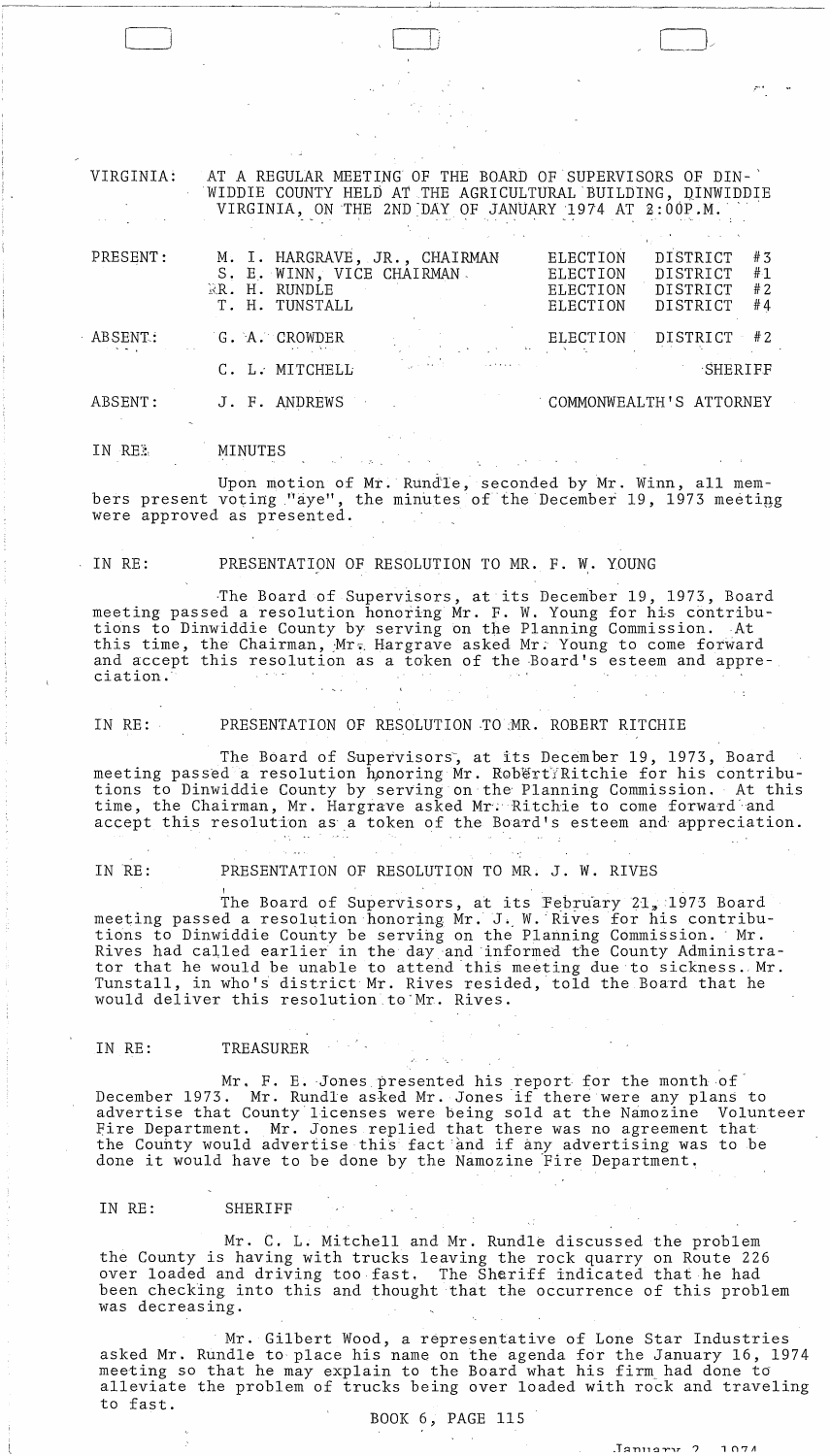VIRGINIA: AT A REGULAR MEETING OF THE BOARD OF SUPERVISORS OF DINWIDDIE COUNTY HELD AT THE AGRICULTURAL BUILDING, DINWIDDIE VIRGINIA, ON THE 2ND DAY OF JANUARY 1974 AT 2:00P.M.

| | | |
|---|---|---|
| PRESENT: | M. I. HARGRAVE, JR., CHAIRMAN | ELECTION DISTRICT #3 |
| | S. E. WINN, VICE CHAIRMAN | ELECTION DISTRICT #1 |
| | R. H. RUNDLE | ELECTION DISTRICT #2 |
| | T. H. TUNSTALL | ELECTION DISTRICT #4 |
| ABSENT: | G. A. CROWDER | ELECTION DISTRICT #2 |
| | C. L. MITCHELL | SHERIFF |
| ABSENT: | J. F. ANDREWS | COMMONWEALTH'S ATTORNEY |

IN RE: MINUTES

Upon motion of Mr. Rundle, seconded by Mr. Winn, all members present voting "aye", the minutes of the December 19, 1973 meeting were approved as presented.

IN RE: PRESENTATION OF RESOLUTION TO MR. F. W. YOUNG

The Board of Supervisors, at its December 19, 1973, Board meeting passed a resolution honoring Mr. F. W. Young for his contributions to Dinwiddie County by serving on the Planning Commission. At this time, the Chairman, Mr. Hargrave asked Mr. Young to come forward and accept this resolution as a token of the Board's esteem and appreciation.

IN RE: PRESENTATION OF RESOLUTION TO MR. ROBERT RITCHIE

The Board of Supervisors, at its December 19, 1973, Board meeting passed a resolution honoring Mr. Robert Ritchie for his contributions to Dinwiddie County by serving on the Planning Commission. At this time, the Chairman, Mr. Hargrave asked Mr. Ritchie to come forward and accept this resolution as a token of the Board's esteem and appreciation.

IN RE: PRESENTATION OF RESOLUTION TO MR. J. W. RIVES

The Board of Supervisors, at its February 21, 1973 Board meeting passed a resolution honoring Mr. J. W. Rives for his contributions to Dinwiddie County be serving on the Planning Commission. Mr. Rives had called earlier in the day and informed the County Administrator that he would be unable to attend this meeting due to sickness. Mr. Tunstall, in who's district Mr. Rives resided, told the Board that he would deliver this resolution to Mr. Rives.

IN RE: TREASURER

Mr. F. E. Jones presented his report for the month of December 1973. Mr. Rundle asked Mr. Jones if there were any plans to advertise that County licenses were being sold at the Namozine Volunteer Fire Department. Mr. Jones replied that there was no agreement that the County would advertise this fact and if any advertising was to be done it would have to be done by the Namozine Fire Department.

IN RE: SHERIFF

Mr. C. L. Mitchell and Mr. Rundle discussed the problem the County is having with trucks leaving the rock quarry on Route 226 over loaded and driving too fast. The Sheriff indicated that he had been checking into this and thought that the occurrence of this problem was decreasing.

Mr. Gilbert Wood, a representative of Lone Star Industries asked Mr. Rundle to place his name on the agenda for the January 16, 1974 meeting so that he may explain to the Board what his firm had done to alleviate the problem of trucks being over loaded with rock and traveling to fast.

BOOK 6, PAGE 115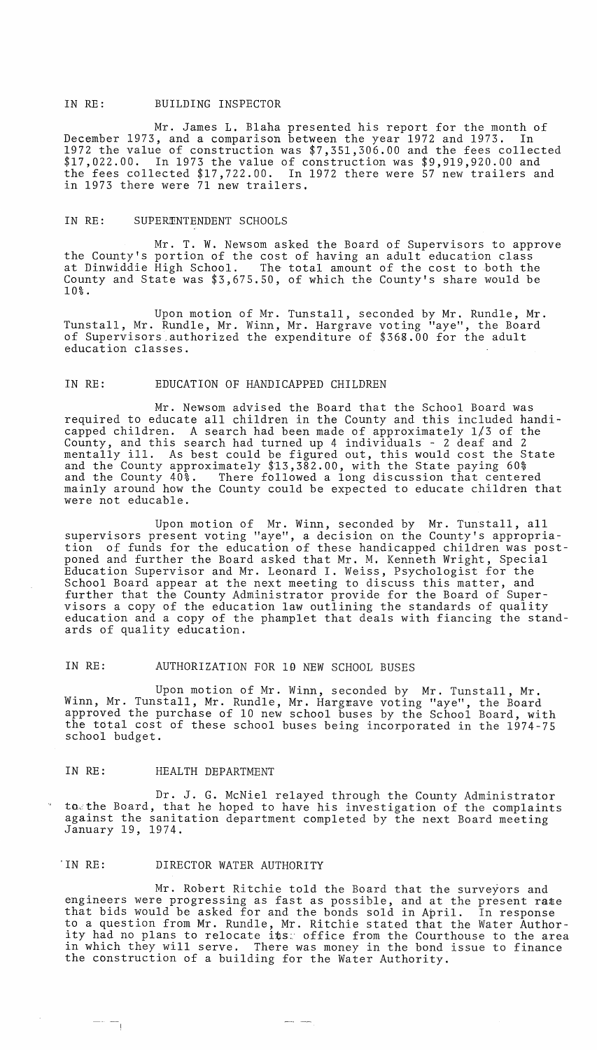IN RE: BUILDING INSPECTOR

Mr. James L. Blaha presented his report for the month of December 1973, and a comparison between the year 1972 and 1973. In 1972 the value of construction was $7,351,306.00 and the fees collected $17,022.00. In 1973 the value of construction was $9,919,920.00 and the fees collected $17,722.00. In 1972 there were 57 new trailers and in 1973 there were 71 new trailers.

IN RE: SUPERINTENDENT SCHOOLS

Mr. T. W. Newsom asked the Board of Supervisors to approve the County's portion of the cost of having an adult education class at Dinwiddie High School. The total amount of the cost to both the County and State was $3,675.50, of which the County's share would be 10%.

Upon motion of Mr. Tunstall, seconded by Mr. Rundle, Mr. Tunstall, Mr. Rundle, Mr. Winn, Mr. Hargrave voting "aye", the Board of Supervisors authorized the expenditure of $368.00 for the adult education classes.

IN RE: EDUCATION OF HANDICAPPED CHILDREN

Mr. Newsom advised the Board that the School Board was required to educate all children in the County and this included handicapped children. A search had been made of approximately 1/3 of the County, and this search had turned up 4 individuals - 2 deaf and 2 mentally ill. As best could be figured out, this would cost the State and the County approximately $13,382.00, with the State paying 60% and the County 40%. There followed a long discussion that centered mainly around how the County could be expected to educate children that were not educable.

Upon motion of Mr. Winn, seconded by Mr. Tunstall, all supervisors present voting "aye", a decision on the County's appropriation of funds for the education of these handicapped children was postponed and further the Board asked that Mr. M. Kenneth Wright, Special Education Supervisor and Mr. Leonard I. Weiss, Psychologist for the School Board appear at the next meeting to discuss this matter, and further that the County Administrator provide for the Board of Supervisors a copy of the education law outlining the standards of quality education and a copy of the phamplet that deals with fiancing the standards of quality education.

IN RE: AUTHORIZATION FOR 10 NEW SCHOOL BUSES

Upon motion of Mr. Winn, seconded by Mr. Tunstall, Mr. Winn, Mr. Tunstall, Mr. Rundle, Mr. Hargrave voting "aye", the Board approved the purchase of 10 new school buses by the School Board, with the total cost of these school buses being incorporated in the 1974-75 school budget.

IN RE: HEALTH DEPARTMENT

Dr. J. G. McNiel relayed through the County Administrator to the Board, that he hoped to have his investigation of the complaints against the sanitation department completed by the next Board meeting January 19, 1974.

IN RE: DIRECTOR WATER AUTHORITY

Mr. Robert Ritchie told the Board that the surveyors and engineers were progressing as fast as possible, and at the present rate that bids would be asked for and the bonds sold in April. In response to a question from Mr. Rundle, Mr. Ritchie stated that the Water Authority had no plans to relocate its office from the Courthouse to the area in which they will serve. There was money in the bond issue to finance the construction of a building for the Water Authority.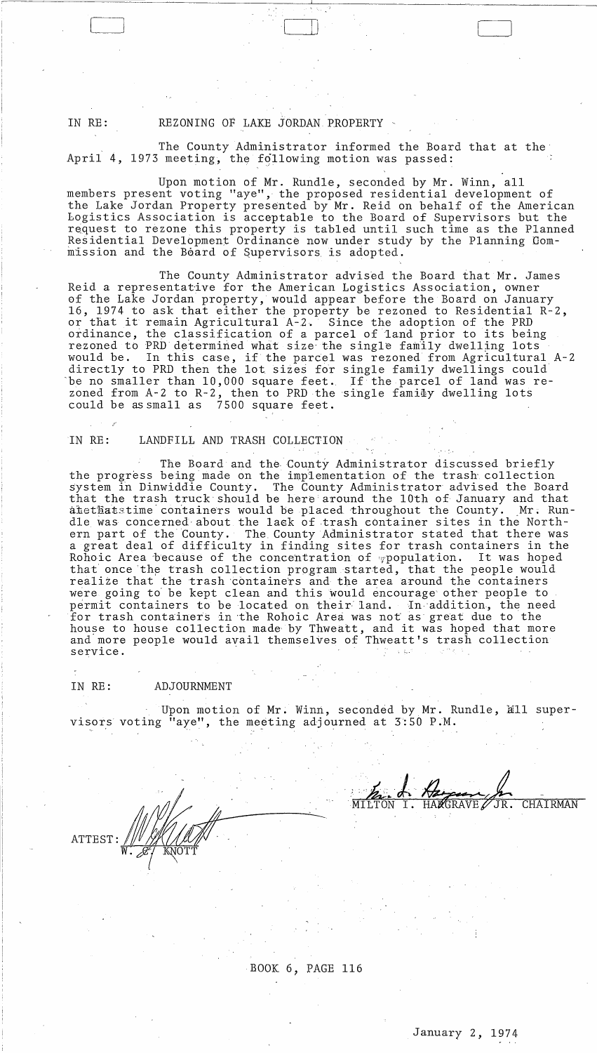IN RE: REZONING OF LAKE JORDAN PROPERTY

The County Administrator informed the Board that at the April 4, 1973 meeting, the following motion was passed:

Upon motion of Mr. Rundle, seconded by Mr. Winn, all members present voting "aye", the proposed residential development of the Lake Jordan Property presented by Mr. Reid on behalf of the American Logistics Association is acceptable to the Board of Supervisors but the request to rezone this property is tabled until such time as the Planned Residential Development Ordinance now under study by the Planning Commission and the Board of Supervisors is adopted.

The County Administrator advised the Board that Mr. James Reid a representative for the American Logistics Association, owner of the Lake Jordan property, would appear before the Board on January 16, 1974 to ask that either the property be rezoned to Residential R-2, or that it remain Agricultural A-2. Since the adoption of the PRD ordinance, the classification of a parcel of land prior to its being rezoned to PRD determined what size the single family dwelling lots would be. In this case, if the parcel was rezoned from Agricultural A-2 directly to PRD then the lot sizes for single family dwellings could be no smaller than 10,000 square feet. If the parcel of land was rezoned from A-2 to R-2, then to PRD the single family dwelling lots could be as small as 7500 square feet.

IN RE: LANDFILL AND TRASH COLLECTION

The Board and the County Administrator discussed briefly the progress being made on the implementation of the trash collection system in Dinwiddie County. The County Administrator advised the Board that the trash truck should be here around the 10th of January and that at that time containers would be placed throughout the County. Mr. Rundle was concerned about the lack of trash container sites in the Northern part of the County. The County Administrator stated that there was a great deal of difficulty in finding sites for trash containers in the Rohoic Area because of the concentration of population. It was hoped that once the trash collection program started, that the people would realize that the trash containers and the area around the containers were going to be kept clean and this would encourage other people to permit containers to be located on their land. In addition, the need for trash containers in the Rohoic Area was not as great due to the house to house collection made by Thweatt, and it was hoped that more and more people would avail themselves of Thweatt's trash collection service.

IN RE: ADJOURNMENT

Upon motion of Mr. Winn, seconded by Mr. Rundle, all supervisors voting "aye", the meeting adjourned at 3:50 P.M.

MILTON I. HARGRAVE, JR. CHAIRMAN

ATTEST: W. C. KNOTT

BOOK 6, PAGE 116

January 2, 1974